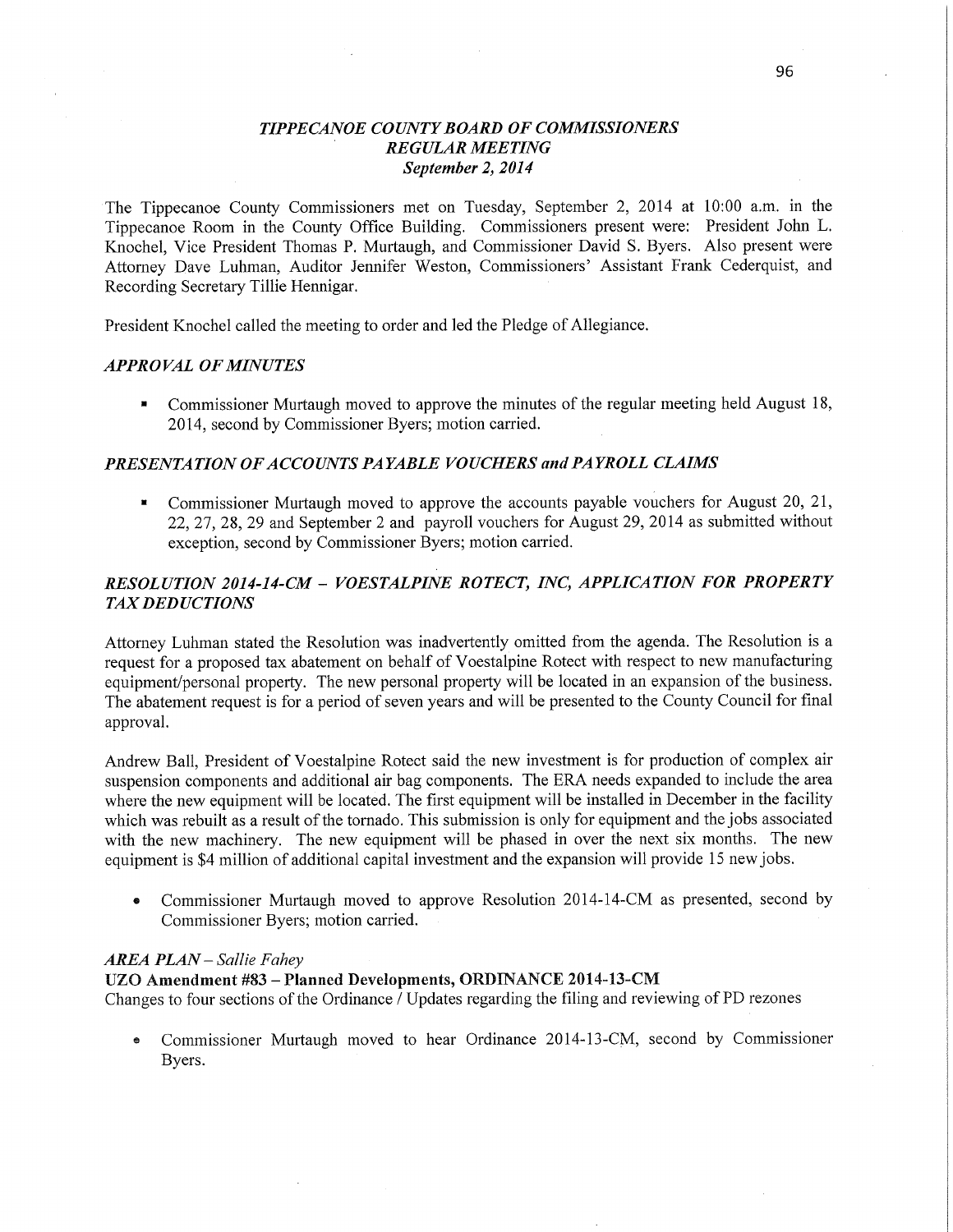# *TIPPECANOE COUNTY BOARD OF COMMISSIONERS*
## *REGULAR MEETING*
### *September 2, 2014*

The Tippecanoe County Commissioners met on Tuesday, September 2, 2014 at 10:00 a.m. in the Tippecanoe Room in the County Office Building. Commissioners present were: President John L. Knochel, Vice President Thomas P. Murtaugh, and Commissioner David S. Byers. Also present were Attorney Dave Luhman, Auditor Jennifer Weston, Commissioners' Assistant Frank Cederquist, and Recording Secretary Tillie Hennigar.

President Knochel called the meeting to order and led the Pledge of Allegiance.

### *APPROVAL OF MINUTES*

- Commissioner Murtaugh moved to approve the minutes of the regular meeting held August 18, 2014, second by Commissioner Byers; motion carried.

### *PRESENTATION OF ACCOUNTS PAYABLE VOUCHERS and PAYROLL CLAIMS*

- Commissioner Murtaugh moved to approve the accounts payable vouchers for August 20, 21, 22, 27, 28, 29 and September 2 and payroll vouchers for August 29, 2014 as submitted without exception, second by Commissioner Byers; motion carried.

### *RESOLUTION 2014-14-CM – VOESTALPINE ROTECT, INC, APPLICATION FOR PROPERTY TAX DEDUCTIONS*

Attorney Luhman stated the Resolution was inadvertently omitted from the agenda. The Resolution is a request for a proposed tax abatement on behalf of Voestalpine Rotect with respect to new manufacturing equipment/personal property. The new personal property will be located in an expansion of the business. The abatement request is for a period of seven years and will be presented to the County Council for final approval.

Andrew Ball, President of Voestalpine Rotect said the new investment is for production of complex air suspension components and additional air bag components. The ERA needs expanded to include the area where the new equipment will be located. The first equipment will be installed in December in the facility which was rebuilt as a result of the tornado. This submission is only for equipment and the jobs associated with the new machinery. The new equipment will be phased in over the next six months. The new equipment is $4 million of additional capital investment and the expansion will provide 15 new jobs.

- Commissioner Murtaugh moved to approve Resolution 2014-14-CM as presented, second by Commissioner Byers; motion carried.

### *AREA PLAN – Sallie Fahey*

**UZO Amendment #83 – Planned Developments, ORDINANCE 2014-13-CM**

Changes to four sections of the Ordinance / Updates regarding the filing and reviewing of PD rezones

- Commissioner Murtaugh moved to hear Ordinance 2014-13-CM, second by Commissioner Byers.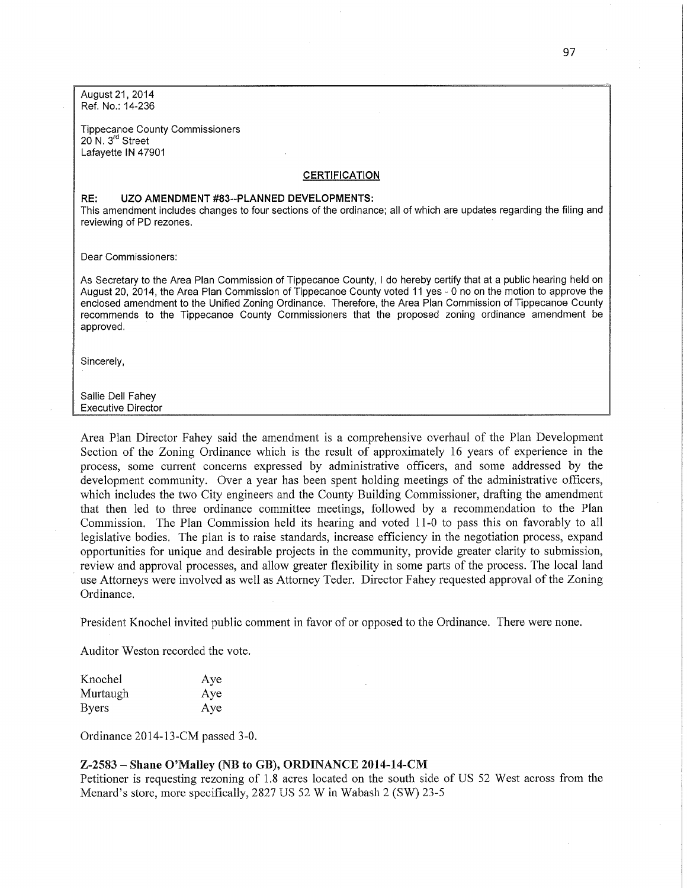August 21, 2014
Ref. No.: 14-236

Tippecanoe County Commissioners
20 N. 3rd Street
Lafayette IN 47901

**CERTIFICATION**

**RE: UZO AMENDMENT #83--PLANNED DEVELOPMENTS:**
This amendment includes changes to four sections of the ordinance; all of which are updates regarding the filing and reviewing of PD rezones.

Dear Commissioners:

As Secretary to the Area Plan Commission of Tippecanoe County, I do hereby certify that at a public hearing held on August 20, 2014, the Area Plan Commission of Tippecanoe County voted 11 yes - 0 no on the motion to approve the enclosed amendment to the Unified Zoning Ordinance. Therefore, the Area Plan Commission of Tippecanoe County recommends to the Tippecanoe County Commissioners that the proposed zoning ordinance amendment be approved.

Sincerely,

Sallie Dell Fahey
Executive Director

Area Plan Director Fahey said the amendment is a comprehensive overhaul of the Plan Development Section of the Zoning Ordinance which is the result of approximately 16 years of experience in the process, some current concerns expressed by administrative officers, and some addressed by the development community. Over a year has been spent holding meetings of the administrative officers, which includes the two City engineers and the County Building Commissioner, drafting the amendment that then led to three ordinance committee meetings, followed by a recommendation to the Plan Commission. The Plan Commission held its hearing and voted 11-0 to pass this on favorably to all legislative bodies. The plan is to raise standards, increase efficiency in the negotiation process, expand opportunities for unique and desirable projects in the community, provide greater clarity to submission, review and approval processes, and allow greater flexibility in some parts of the process. The local land use Attorneys were involved as well as Attorney Teder. Director Fahey requested approval of the Zoning Ordinance.

President Knochel invited public comment in favor of or opposed to the Ordinance. There were none.

Auditor Weston recorded the vote.

| | |
|---|---|
| Knochel | Aye |
| Murtaugh | Aye |
| Byers | Aye |

Ordinance 2014-13-CM passed 3-0.

**Z-2583 – Shane O'Malley (NB to GB), ORDINANCE 2014-14-CM**
Petitioner is requesting rezoning of 1.8 acres located on the south side of US 52 West across from the Menard's store, more specifically, 2827 US 52 W in Wabash 2 (SW) 23-5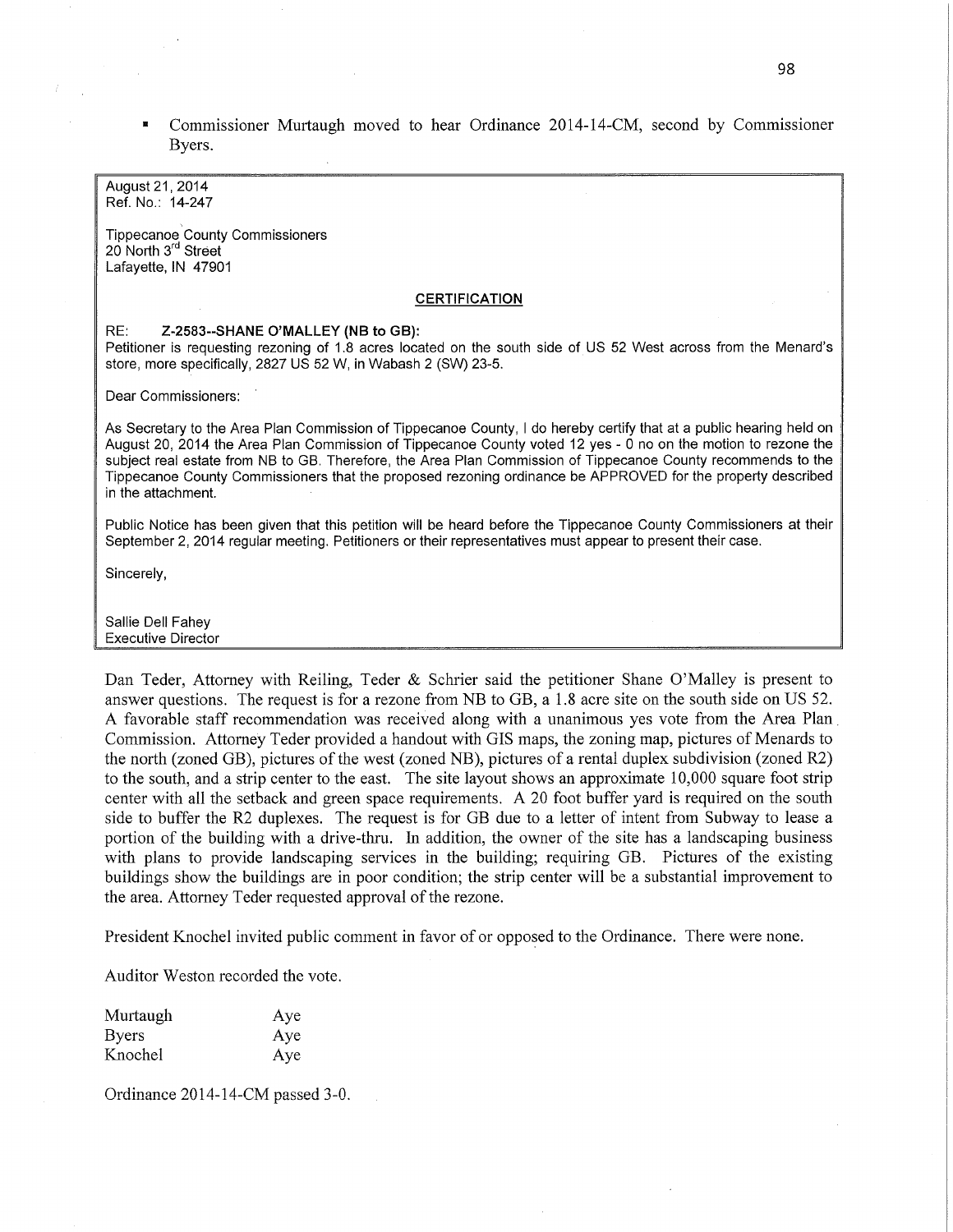- Commissioner Murtaugh moved to hear Ordinance 2014-14-CM, second by Commissioner Byers.

August 21, 2014
Ref. No.: 14-247

Tippecanoe County Commissioners
20 North 3rd Street
Lafayette, IN 47901

**CERTIFICATION**

RE: **Z-2583--SHANE O'MALLEY (NB to GB):**
Petitioner is requesting rezoning of 1.8 acres located on the south side of US 52 West across from the Menard's store, more specifically, 2827 US 52 W, in Wabash 2 (SW) 23-5.

Dear Commissioners:

As Secretary to the Area Plan Commission of Tippecanoe County, I do hereby certify that at a public hearing held on August 20, 2014 the Area Plan Commission of Tippecanoe County voted 12 yes - 0 no on the motion to rezone the subject real estate from NB to GB. Therefore, the Area Plan Commission of Tippecanoe County recommends to the Tippecanoe County Commissioners that the proposed rezoning ordinance be APPROVED for the property described in the attachment.

Public Notice has been given that this petition will be heard before the Tippecanoe County Commissioners at their September 2, 2014 regular meeting. Petitioners or their representatives must appear to present their case.

Sincerely,

Sallie Dell Fahey
Executive Director

Dan Teder, Attorney with Reiling, Teder & Schrier said the petitioner Shane O'Malley is present to answer questions. The request is for a rezone from NB to GB, a 1.8 acre site on the south side on US 52. A favorable staff recommendation was received along with a unanimous yes vote from the Area Plan Commission. Attorney Teder provided a handout with GIS maps, the zoning map, pictures of Menards to the north (zoned GB), pictures of the west (zoned NB), pictures of a rental duplex subdivision (zoned R2) to the south, and a strip center to the east. The site layout shows an approximate 10,000 square foot strip center with all the setback and green space requirements. A 20 foot buffer yard is required on the south side to buffer the R2 duplexes. The request is for GB due to a letter of intent from Subway to lease a portion of the building with a drive-thru. In addition, the owner of the site has a landscaping business with plans to provide landscaping services in the building; requiring GB. Pictures of the existing buildings show the buildings are in poor condition; the strip center will be a substantial improvement to the area. Attorney Teder requested approval of the rezone.

President Knochel invited public comment in favor of or opposed to the Ordinance. There were none.

Auditor Weston recorded the vote.

| | |
|---|---|
| Murtaugh | Aye |
| Byers | Aye |
| Knochel | Aye |

Ordinance 2014-14-CM passed 3-0.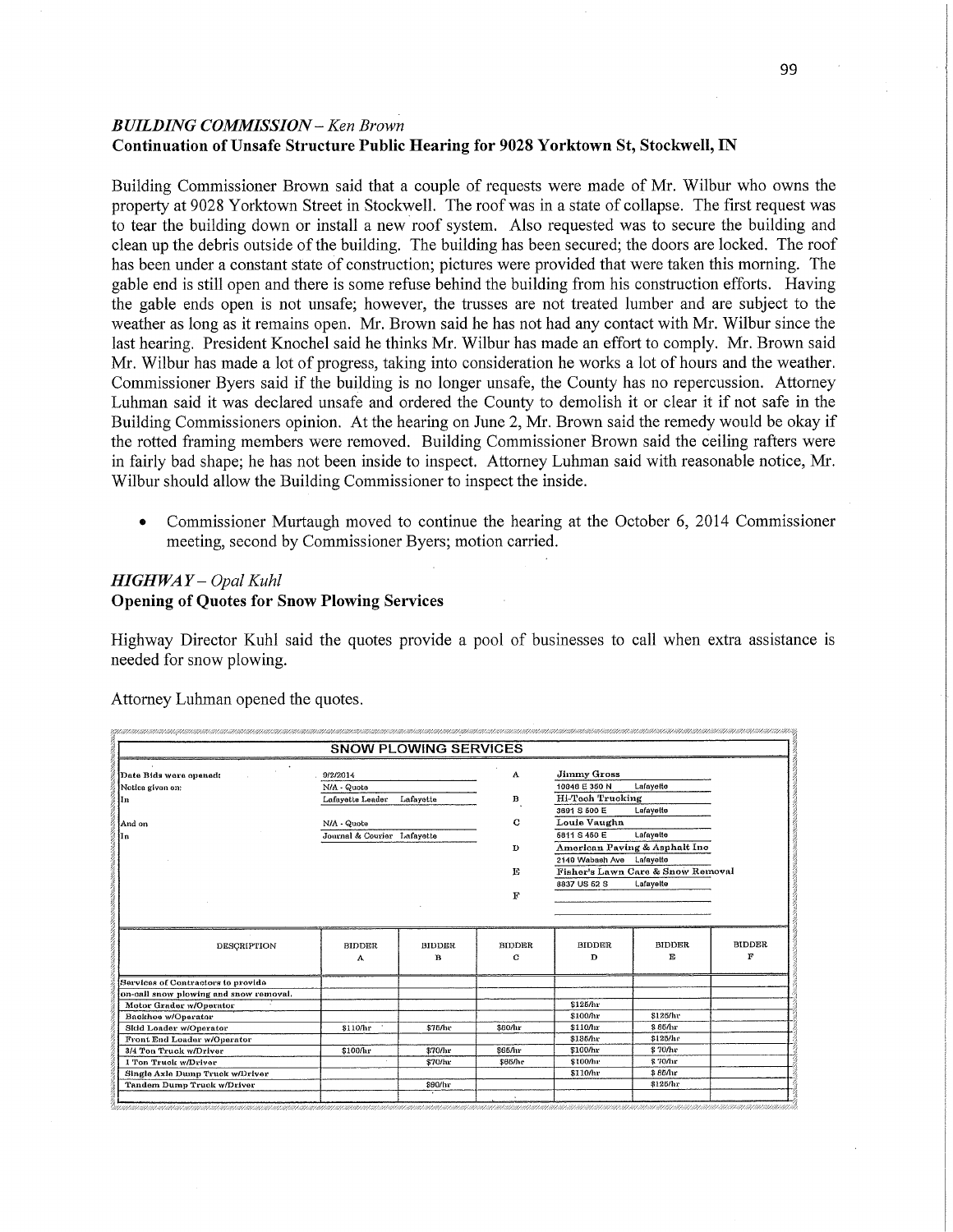## *BUILDING COMMISSION – Ken Brown*

**Continuation of Unsafe Structure Public Hearing for 9028 Yorktown St, Stockwell, IN**

Building Commissioner Brown said that a couple of requests were made of Mr. Wilbur who owns the property at 9028 Yorktown Street in Stockwell. The roof was in a state of collapse. The first request was to tear the building down or install a new roof system. Also requested was to secure the building and clean up the debris outside of the building. The building has been secured; the doors are locked. The roof has been under a constant state of construction; pictures were provided that were taken this morning. The gable end is still open and there is some refuse behind the building from his construction efforts. Having the gable ends open is not unsafe; however, the trusses are not treated lumber and are subject to the weather as long as it remains open. Mr. Brown said he has not had any contact with Mr. Wilbur since the last hearing. President Knochel said he thinks Mr. Wilbur has made an effort to comply. Mr. Brown said Mr. Wilbur has made a lot of progress, taking into consideration he works a lot of hours and the weather. Commissioner Byers said if the building is no longer unsafe, the County has no repercussion. Attorney Luhman said it was declared unsafe and ordered the County to demolish it or clear it if not safe in the Building Commissioners opinion. At the hearing on June 2, Mr. Brown said the remedy would be okay if the rotted framing members were removed. Building Commissioner Brown said the ceiling rafters were in fairly bad shape; he has not been inside to inspect. Attorney Luhman said with reasonable notice, Mr. Wilbur should allow the Building Commissioner to inspect the inside.

- Commissioner Murtaugh moved to continue the hearing at the October 6, 2014 Commissioner meeting, second by Commissioner Byers; motion carried.

## *HIGHWAY – Opal Kuhl*

**Opening of Quotes for Snow Plowing Services**

Highway Director Kuhl said the quotes provide a pool of businesses to call when extra assistance is needed for snow plowing.

Attorney Luhman opened the quotes.

**SNOW PLOWING SERVICES**

| | | | |
|---|---|---|---|
| Date Bids were opened: | 9/2/2014 | A | Jimmy Gross, 10046 E 350 N, Lafayette |
| Notice given on: | N/A - Quote | B | Hi-Tech Trucking, 3691 S 500 E, Lafayette |
| In | Lafayette Leader Lafayette | C | Louie Vaughn, 5811 S 450 E, Lafayette |
| And on | N/A - Quote | D | American Paving & Asphalt Inc, 2149 Wabash Ave, Lafayette |
| In | Journal & Courier Lafayette | E | Fisher's Lawn Care & Snow Removal, 8837 US 52 S, Lafayette |
| | | F | |

| DESCRIPTION | BIDDER A | BIDDER B | BIDDER C | BIDDER D | BIDDER E | BIDDER F |
|---|---|---|---|---|---|---|
| Services of Contractors to provide on-call snow plowing and snow removal. | | | | | | |
| Motor Grader w/Operator | | | | $125/hr | | |
| Backhoe w/Operator | | | | $100/hr | $125/hr | |
| Skid Loader w/Operator | $110/hr | $75/hr | $60/hr | $110/hr | $ 85/hr | |
| Front End Loader w/Operator | | | | $185/hr | $125/hr | |
| 3/4 Ton Truck w/Driver | $100/hr | $70/hr | $65/hr | $100/hr | $ 70/hr | |
| 1 Ton Truck w/Driver | | $70/hr | $65/hr | $100/hr | $ 70/hr | |
| Single Axle Dump Truck w/Driver | | | | $110/hr | $ 85/hr | |
| Tandem Dump Truck w/Driver | | $90/hr | | | $125/hr | |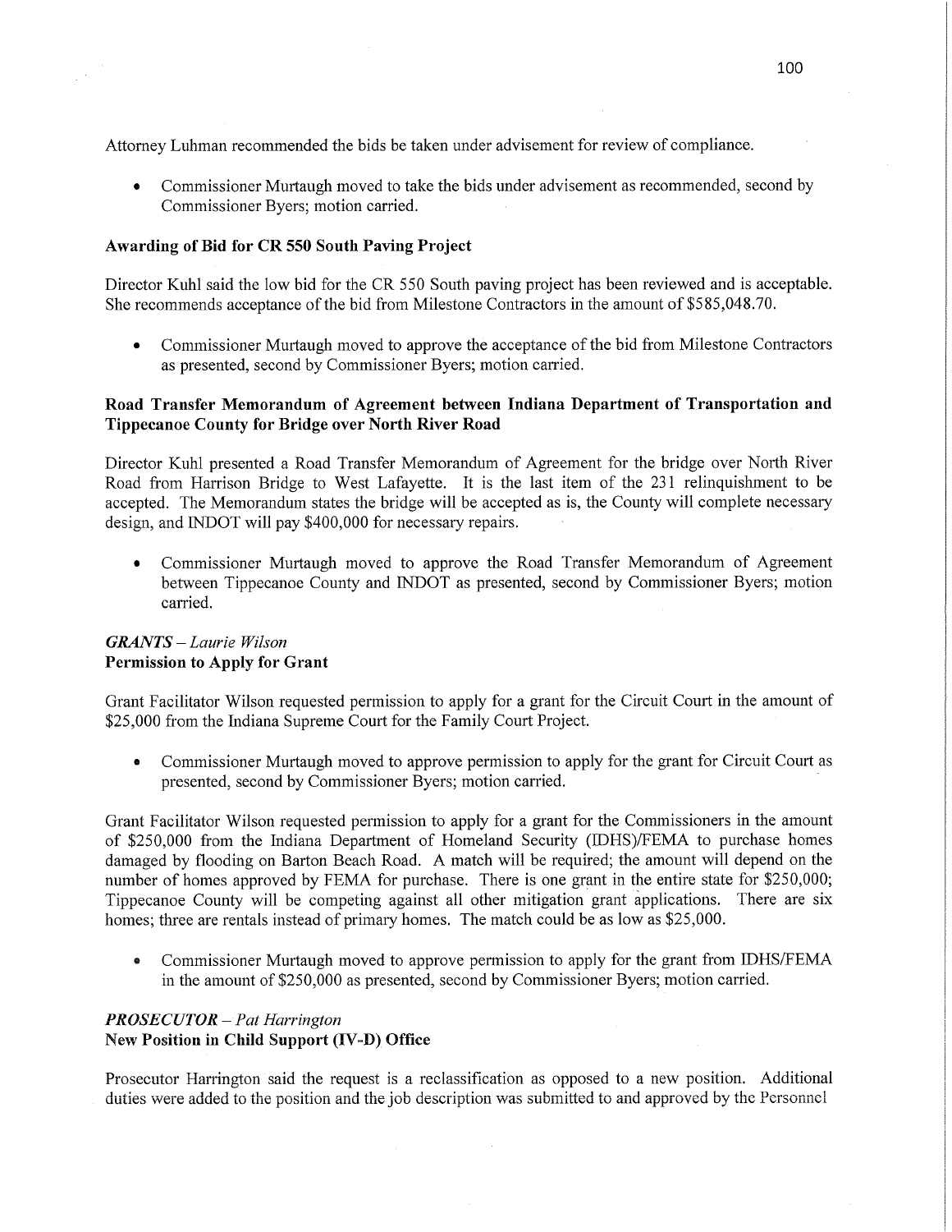Attorney Luhman recommended the bids be taken under advisement for review of compliance.

- Commissioner Murtaugh moved to take the bids under advisement as recommended, second by Commissioner Byers; motion carried.

**Awarding of Bid for CR 550 South Paving Project**

Director Kuhl said the low bid for the CR 550 South paving project has been reviewed and is acceptable. She recommends acceptance of the bid from Milestone Contractors in the amount of $585,048.70.

- Commissioner Murtaugh moved to approve the acceptance of the bid from Milestone Contractors as presented, second by Commissioner Byers; motion carried.

**Road Transfer Memorandum of Agreement between Indiana Department of Transportation and Tippecanoe County for Bridge over North River Road**

Director Kuhl presented a Road Transfer Memorandum of Agreement for the bridge over North River Road from Harrison Bridge to West Lafayette. It is the last item of the 231 relinquishment to be accepted. The Memorandum states the bridge will be accepted as is, the County will complete necessary design, and INDOT will pay $400,000 for necessary repairs.

- Commissioner Murtaugh moved to approve the Road Transfer Memorandum of Agreement between Tippecanoe County and INDOT as presented, second by Commissioner Byers; motion carried.

***GRANTS** – Laurie Wilson*
**Permission to Apply for Grant**

Grant Facilitator Wilson requested permission to apply for a grant for the Circuit Court in the amount of $25,000 from the Indiana Supreme Court for the Family Court Project.

- Commissioner Murtaugh moved to approve permission to apply for the grant for Circuit Court as presented, second by Commissioner Byers; motion carried.

Grant Facilitator Wilson requested permission to apply for a grant for the Commissioners in the amount of $250,000 from the Indiana Department of Homeland Security (IDHS)/FEMA to purchase homes damaged by flooding on Barton Beach Road. A match will be required; the amount will depend on the number of homes approved by FEMA for purchase. There is one grant in the entire state for $250,000; Tippecanoe County will be competing against all other mitigation grant applications. There are six homes; three are rentals instead of primary homes. The match could be as low as $25,000.

- Commissioner Murtaugh moved to approve permission to apply for the grant from IDHS/FEMA in the amount of $250,000 as presented, second by Commissioner Byers; motion carried.

***PROSECUTOR** – Pat Harrington*
**New Position in Child Support (IV-D) Office**

Prosecutor Harrington said the request is a reclassification as opposed to a new position. Additional duties were added to the position and the job description was submitted to and approved by the Personnel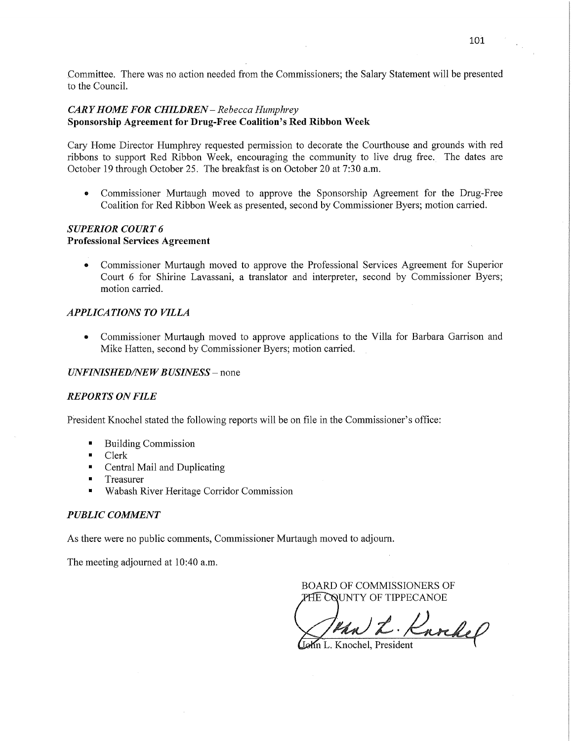Committee. There was no action needed from the Commissioners; the Salary Statement will be presented to the Council.

***CARY HOME FOR CHILDREN** – Rebecca Humphrey*
**Sponsorship Agreement for Drug-Free Coalition's Red Ribbon Week**

Cary Home Director Humphrey requested permission to decorate the Courthouse and grounds with red ribbons to support Red Ribbon Week, encouraging the community to live drug free. The dates are October 19 through October 25. The breakfast is on October 20 at 7:30 a.m.

- Commissioner Murtaugh moved to approve the Sponsorship Agreement for the Drug-Free Coalition for Red Ribbon Week as presented, second by Commissioner Byers; motion carried.

***SUPERIOR COURT 6***
**Professional Services Agreement**

- Commissioner Murtaugh moved to approve the Professional Services Agreement for Superior Court 6 for Shirine Lavassani, a translator and interpreter, second by Commissioner Byers; motion carried.

***APPLICATIONS TO VILLA***

- Commissioner Murtaugh moved to approve applications to the Villa for Barbara Garrison and Mike Hatten, second by Commissioner Byers; motion carried.

***UNFINISHED/NEW BUSINESS*** – none

***REPORTS ON FILE***

President Knochel stated the following reports will be on file in the Commissioner's office:

- Building Commission
- Clerk
- Central Mail and Duplicating
- Treasurer
- Wabash River Heritage Corridor Commission

***PUBLIC COMMENT***

As there were no public comments, Commissioner Murtaugh moved to adjourn.

The meeting adjourned at 10:40 a.m.

BOARD OF COMMISSIONERS OF
THE COUNTY OF TIPPECANOE

John L. Knochel, President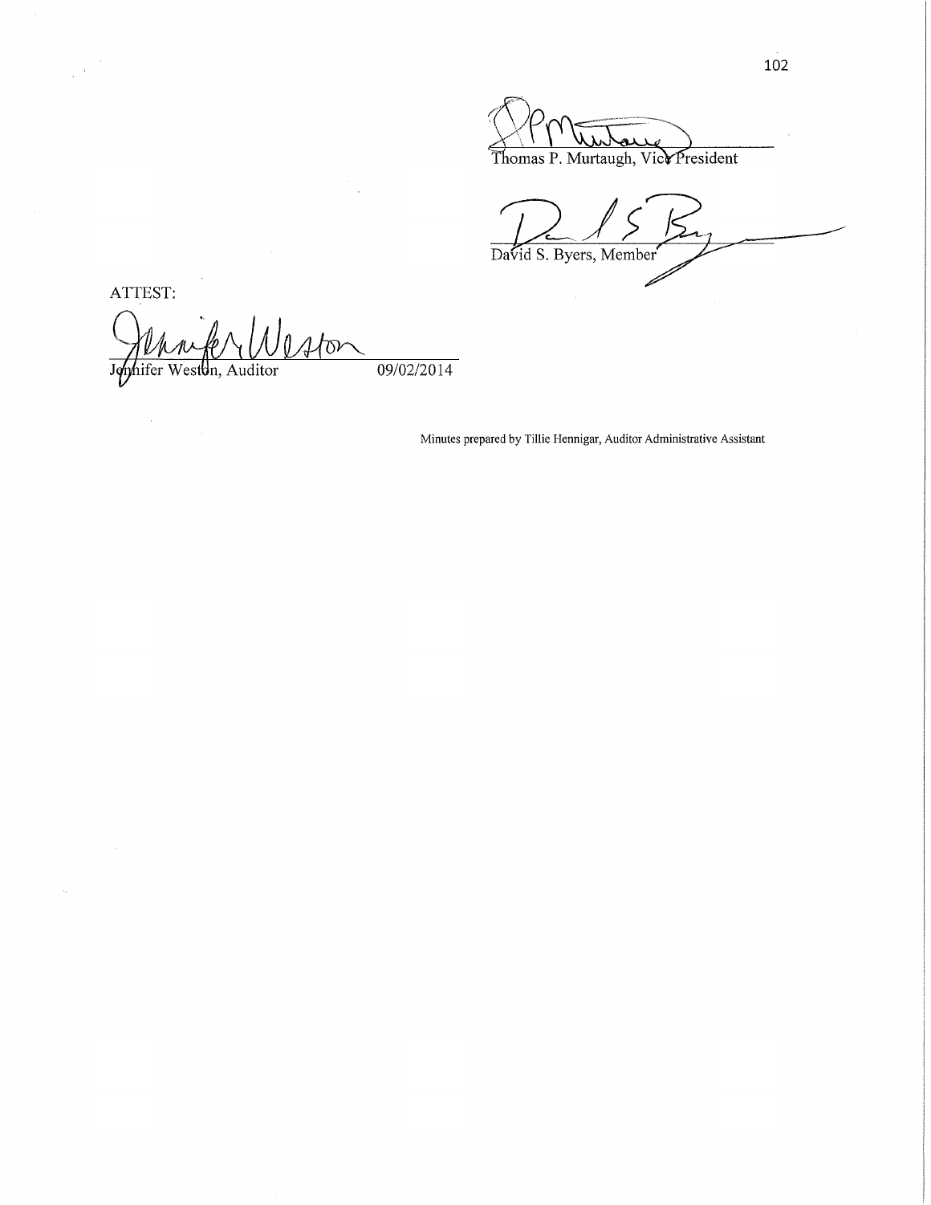Thomas P. Murtaugh, Vice President

David S. Byers, Member

ATTEST:

Jennifer Weston, Auditor 09/02/2014

Minutes prepared by Tillie Hennigar, Auditor Administrative Assistant